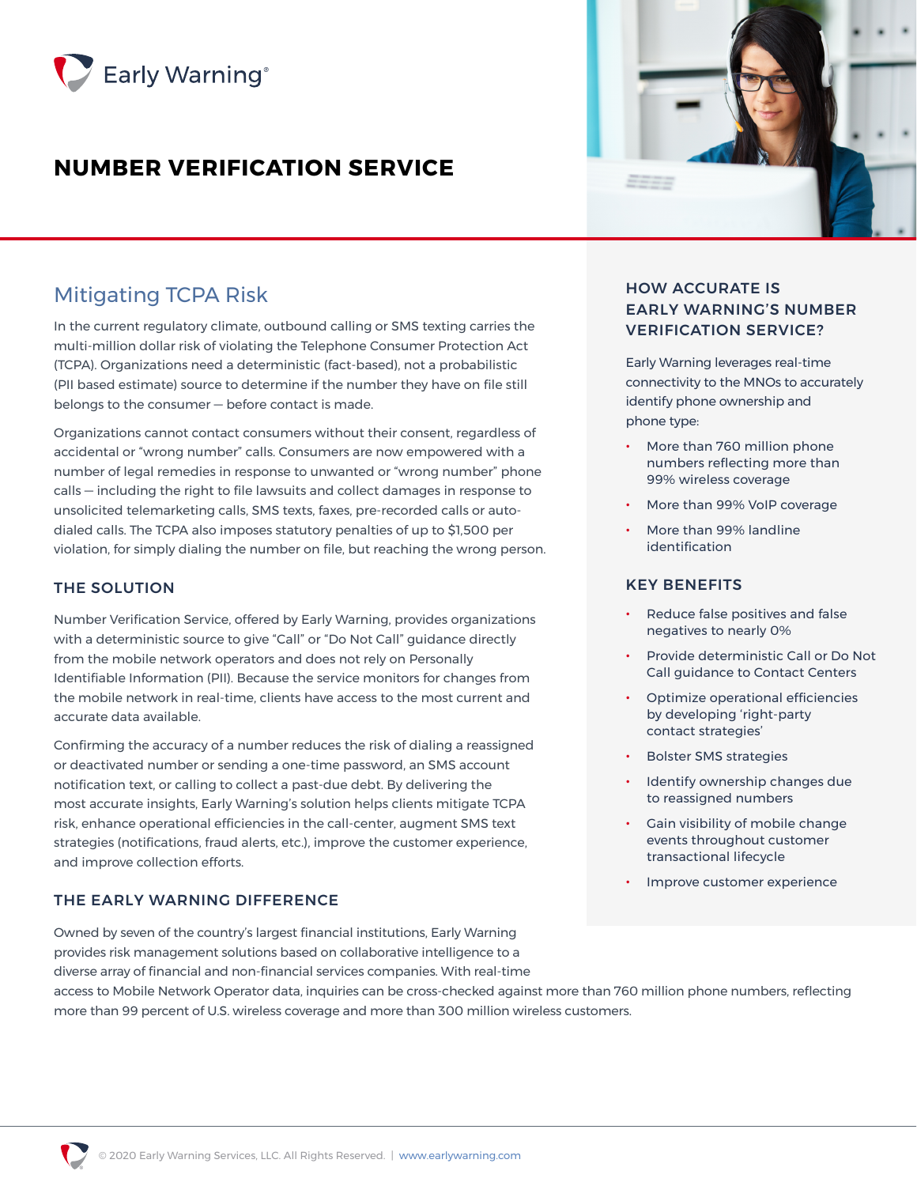Early Warning®

# NUMBER VERIFICATION SERVICE

## Mitigating TCPA Risk

In the current regulatory climate, outbound calling or SMS texting carries the multi-million dollar risk of violating the Telephone Consumer Protection Act (TCPA). Organizations need a deterministic (fact-based), not a probabilistic (PII based estimate) source to determine if the number they have on file still belongs to the consumer — before contact is made.

Organizations cannot contact consumers without their consent, regardless of accidental or "wrong number" calls. Consumers are now empowered with a number of legal remedies in response to unwanted or "wrong number" phone calls — including the right to file lawsuits and collect damages in response to unsolicited telemarketing calls, SMS texts, faxes, pre-recorded calls or auto-dialed calls. The TCPA also imposes statutory penalties of up to $1,500 per violation, for simply dialing the number on file, but reaching the wrong person.

### THE SOLUTION

Number Verification Service, offered by Early Warning, provides organizations with a deterministic source to give "Call" or "Do Not Call" guidance directly from the mobile network operators and does not rely on Personally Identifiable Information (PII). Because the service monitors for changes from the mobile network in real-time, clients have access to the most current and accurate data available.

Confirming the accuracy of a number reduces the risk of dialing a reassigned or deactivated number or sending a one-time password, an SMS account notification text, or calling to collect a past-due debt. By delivering the most accurate insights, Early Warning's solution helps clients mitigate TCPA risk, enhance operational efficiencies in the call-center, augment SMS text strategies (notifications, fraud alerts, etc.), improve the customer experience, and improve collection efforts.

### THE EARLY WARNING DIFFERENCE

Owned by seven of the country's largest financial institutions, Early Warning provides risk management solutions based on collaborative intelligence to a diverse array of financial and non-financial services companies. With real-time access to Mobile Network Operator data, inquiries can be cross-checked against more than 760 million phone numbers, reflecting more than 99 percent of U.S. wireless coverage and more than 300 million wireless customers.

### HOW ACCURATE IS EARLY WARNING'S NUMBER VERIFICATION SERVICE?

Early Warning leverages real-time connectivity to the MNOs to accurately identify phone ownership and phone type:

- More than 760 million phone numbers reflecting more than 99% wireless coverage
- More than 99% VoIP coverage
- More than 99% landline identification

### KEY BENEFITS

- Reduce false positives and false negatives to nearly 0%
- Provide deterministic Call or Do Not Call guidance to Contact Centers
- Optimize operational efficiencies by developing 'right-party contact strategies'
- Bolster SMS strategies
- Identify ownership changes due to reassigned numbers
- Gain visibility of mobile change events throughout customer transactional lifecycle
- Improve customer experience

© 2020 Early Warning Services, LLC. All Rights Reserved. | www.earlywarning.com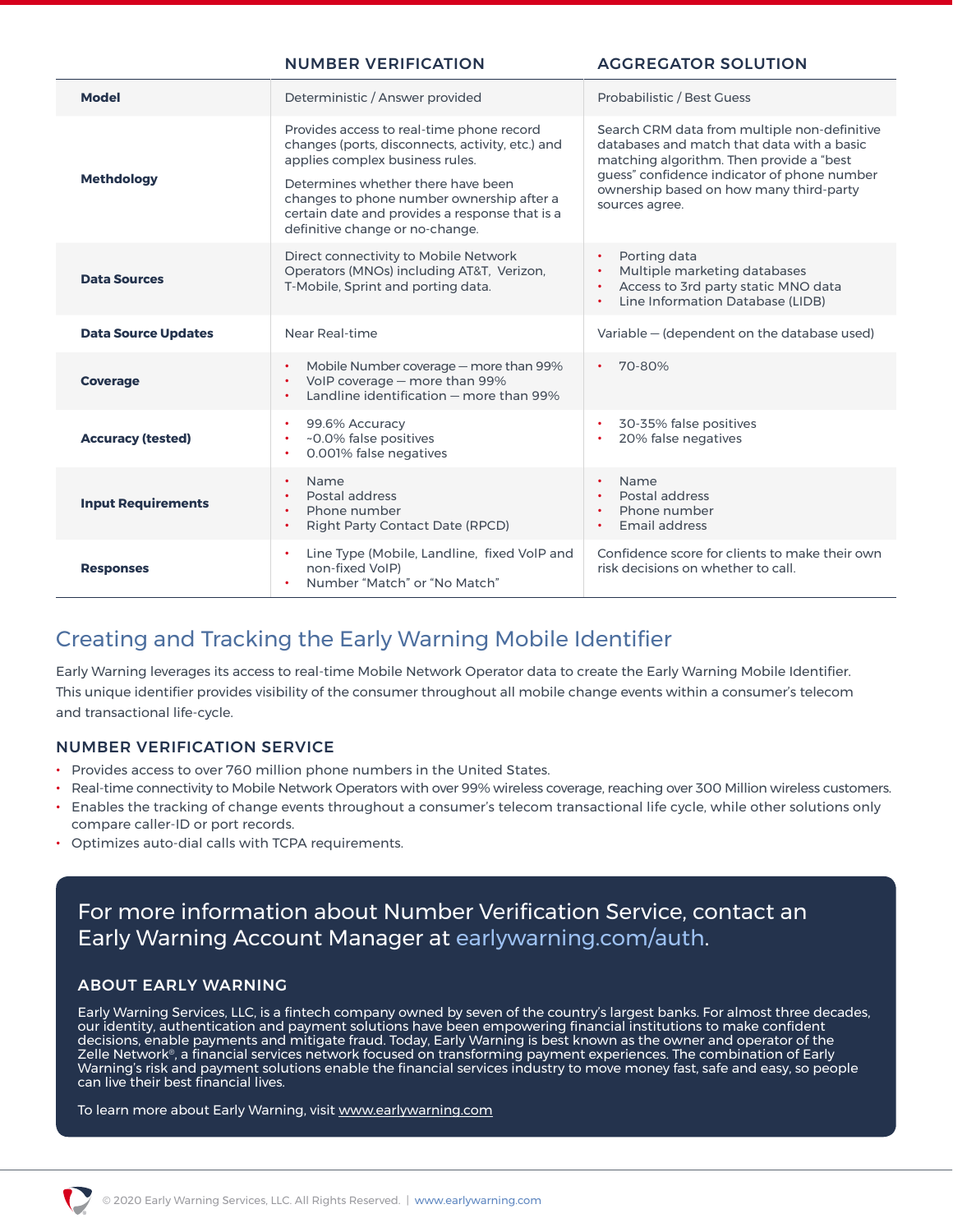| | NUMBER VERIFICATION | AGGREGATOR SOLUTION |
|---|---|---|
| **Model** | Deterministic / Answer provided | Probabilistic / Best Guess |
| **Methdology** | Provides access to real-time phone record changes (ports, disconnects, activity, etc.) and applies complex business rules.<br><br>Determines whether there have been changes to phone number ownership after a certain date and provides a response that is a definitive change or no-change. | Search CRM data from multiple non-definitive databases and match that data with a basic matching algorithm. Then provide a "best guess" confidence indicator of phone number ownership based on how many third-party sources agree. |
| **Data Sources** | Direct connectivity to Mobile Network Operators (MNOs) including AT&T, Verizon, T-Mobile, Sprint and porting data. | • Porting data<br>• Multiple marketing databases<br>• Access to 3rd party static MNO data<br>• Line Information Database (LIDB) |
| **Data Source Updates** | Near Real-time | Variable – (dependent on the database used) |
| **Coverage** | • Mobile Number coverage – more than 99%<br>• VoIP coverage – more than 99%<br>• Landline identification – more than 99% | • 70-80% |
| **Accuracy (tested)** | • 99.6% Accuracy<br>• ~0.0% false positives<br>• 0.001% false negatives | • 30-35% false positives<br>• 20% false negatives |
| **Input Requirements** | • Name<br>• Postal address<br>• Phone number<br>• Right Party Contact Date (RPCD) | • Name<br>• Postal address<br>• Phone number<br>• Email address |
| **Responses** | • Line Type (Mobile, Landline, fixed VoIP and non-fixed VoIP)<br>• Number "Match" or "No Match" | Confidence score for clients to make their own risk decisions on whether to call. |

## Creating and Tracking the Early Warning Mobile Identifier

Early Warning leverages its access to real-time Mobile Network Operator data to create the Early Warning Mobile Identifier. This unique identifier provides visibility of the consumer throughout all mobile change events within a consumer's telecom and transactional life-cycle.

### NUMBER VERIFICATION SERVICE

- Provides access to over 760 million phone numbers in the United States.
- Real-time connectivity to Mobile Network Operators with over 99% wireless coverage, reaching over 300 Million wireless customers.
- Enables the tracking of change events throughout a consumer's telecom transactional life cycle, while other solutions only compare caller-ID or port records.
- Optimizes auto-dial calls with TCPA requirements.

## For more information about Number Verification Service, contact an Early Warning Account Manager at earlywarning.com/auth.

### ABOUT EARLY WARNING

Early Warning Services, LLC, is a fintech company owned by seven of the country's largest banks. For almost three decades, our identity, authentication and payment solutions have been empowering financial institutions to make confident decisions, enable payments and mitigate fraud. Today, Early Warning is best known as the owner and operator of the Zelle Network®, a financial services network focused on transforming payment experiences. The combination of Early Warning's risk and payment solutions enable the financial services industry to move money fast, safe and easy, so people can live their best financial lives.

To learn more about Early Warning, visit www.earlywarning.com

© 2020 Early Warning Services, LLC. All Rights Reserved. | www.earlywarning.com